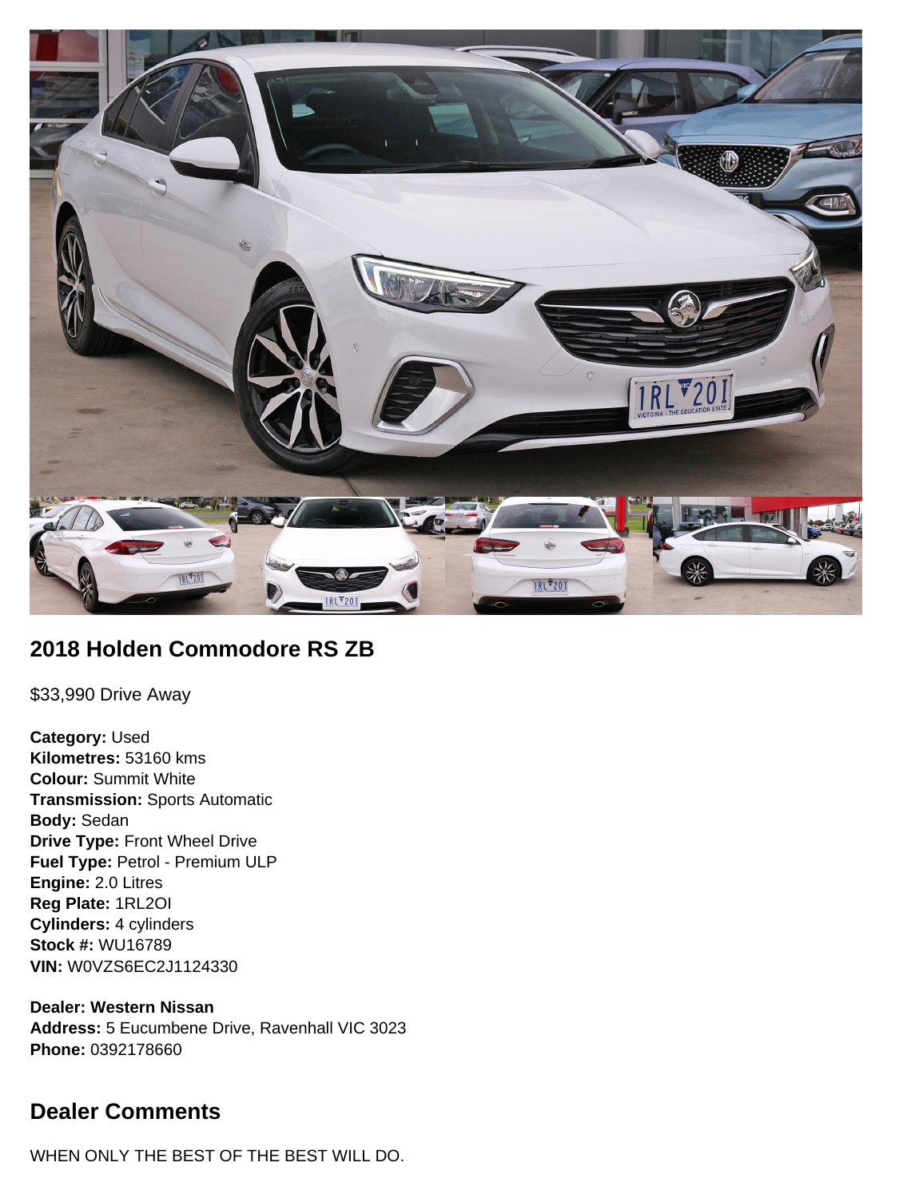## 2018 Holden Commodore RS ZB

$33,990 Drive Away

**Category:** Used
**Kilometres:** 53160 kms
**Colour:** Summit White
**Transmission:** Sports Automatic
**Body:** Sedan
**Drive Type:** Front Wheel Drive
**Fuel Type:** Petrol - Premium ULP
**Engine:** 2.0 Litres
**Reg Plate:** 1RL2OI
**Cylinders:** 4 cylinders
**Stock #:** WU16789
**VIN:** W0VZS6EC2J1124330

**Dealer: Western Nissan**
**Address:** 5 Eucumbene Drive, Ravenhall VIC 3023
**Phone:** 0392178660

## Dealer Comments

WHEN ONLY THE BEST OF THE BEST WILL DO.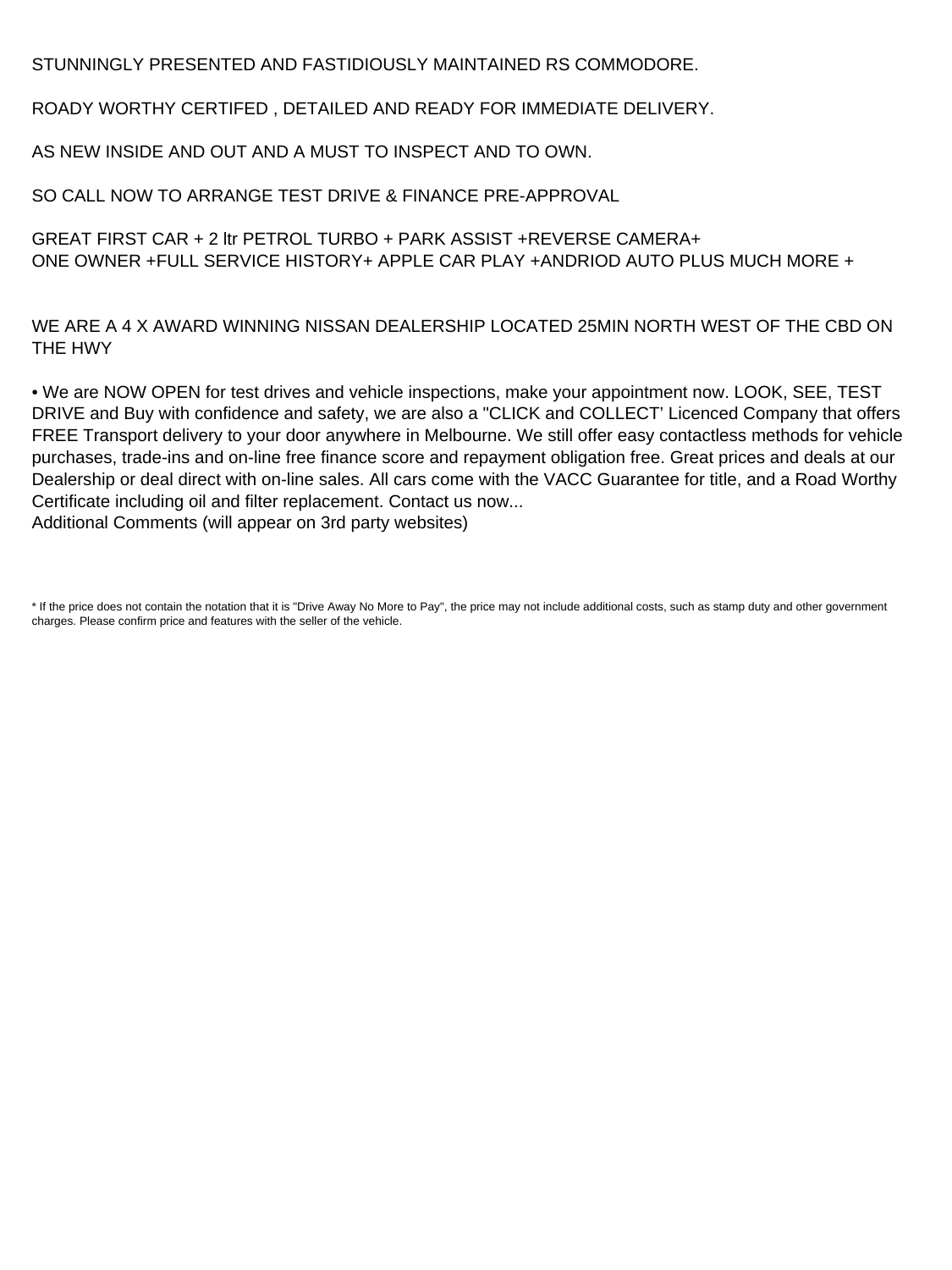STUNNINGLY PRESENTED AND FASTIDIOUSLY MAINTAINED RS COMMODORE.

ROADY WORTHY CERTIFED , DETAILED AND READY FOR IMMEDIATE DELIVERY.

AS NEW INSIDE AND OUT AND A MUST TO INSPECT AND TO OWN.

SO CALL NOW TO ARRANGE TEST DRIVE & FINANCE PRE-APPROVAL

GREAT FIRST CAR + 2 ltr PETROL TURBO + PARK ASSIST +REVERSE CAMERA+
ONE OWNER +FULL SERVICE HISTORY+ APPLE CAR PLAY +ANDRIOD AUTO PLUS MUCH MORE +

WE ARE A 4 X AWARD WINNING NISSAN DEALERSHIP LOCATED 25MIN NORTH WEST OF THE CBD ON THE HWY

• We are NOW OPEN for test drives and vehicle inspections, make your appointment now. LOOK, SEE, TEST DRIVE and Buy with confidence and safety, we are also a "CLICK and COLLECT' Licenced Company that offers FREE Transport delivery to your door anywhere in Melbourne. We still offer easy contactless methods for vehicle purchases, trade-ins and on-line free finance score and repayment obligation free. Great prices and deals at our Dealership or deal direct with on-line sales. All cars come with the VACC Guarantee for title, and a Road Worthy Certificate including oil and filter replacement. Contact us now...
Additional Comments (will appear on 3rd party websites)

* If the price does not contain the notation that it is "Drive Away No More to Pay", the price may not include additional costs, such as stamp duty and other government charges. Please confirm price and features with the seller of the vehicle.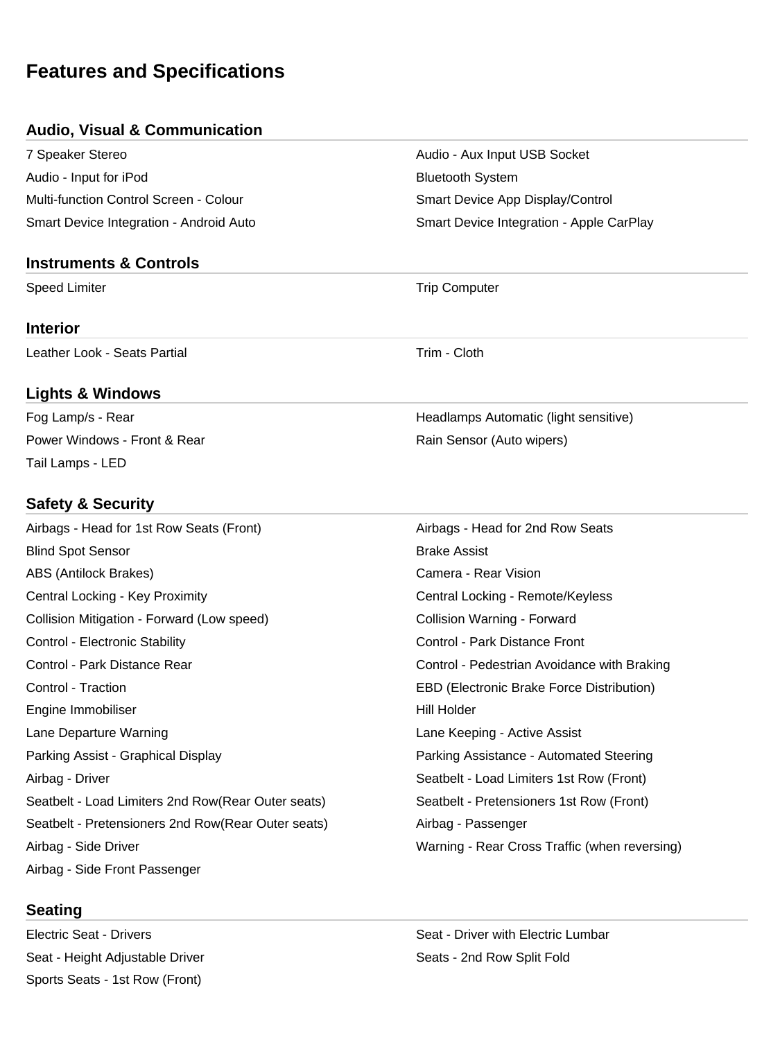# Features and Specifications

## Audio, Visual & Communication

- 7 Speaker Stereo
- Audio - Aux Input USB Socket
- Audio - Input for iPod
- Bluetooth System
- Multi-function Control Screen - Colour
- Smart Device App Display/Control
- Smart Device Integration - Android Auto
- Smart Device Integration - Apple CarPlay

## Instruments & Controls

- Speed Limiter
- Trip Computer

## Interior

- Leather Look - Seats Partial
- Trim - Cloth

## Lights & Windows

- Fog Lamp/s - Rear
- Headlamps Automatic (light sensitive)
- Power Windows - Front & Rear
- Rain Sensor (Auto wipers)
- Tail Lamps - LED

## Safety & Security

- Airbags - Head for 1st Row Seats (Front)
- Airbags - Head for 2nd Row Seats
- Blind Spot Sensor
- Brake Assist
- ABS (Antilock Brakes)
- Camera - Rear Vision
- Central Locking - Key Proximity
- Central Locking - Remote/Keyless
- Collision Mitigation - Forward (Low speed)
- Collision Warning - Forward
- Control - Electronic Stability
- Control - Park Distance Front
- Control - Park Distance Rear
- Control - Pedestrian Avoidance with Braking
- Control - Traction
- EBD (Electronic Brake Force Distribution)
- Engine Immobiliser
- Hill Holder
- Lane Departure Warning
- Lane Keeping - Active Assist
- Parking Assist - Graphical Display
- Parking Assistance - Automated Steering
- Airbag - Driver
- Seatbelt - Load Limiters 1st Row (Front)
- Seatbelt - Load Limiters 2nd Row(Rear Outer seats)
- Seatbelt - Pretensioners 1st Row (Front)
- Seatbelt - Pretensioners 2nd Row(Rear Outer seats)
- Airbag - Passenger
- Airbag - Side Driver
- Warning - Rear Cross Traffic (when reversing)
- Airbag - Side Front Passenger

## Seating

- Electric Seat - Drivers
- Seat - Driver with Electric Lumbar
- Seat - Height Adjustable Driver
- Seats - 2nd Row Split Fold
- Sports Seats - 1st Row (Front)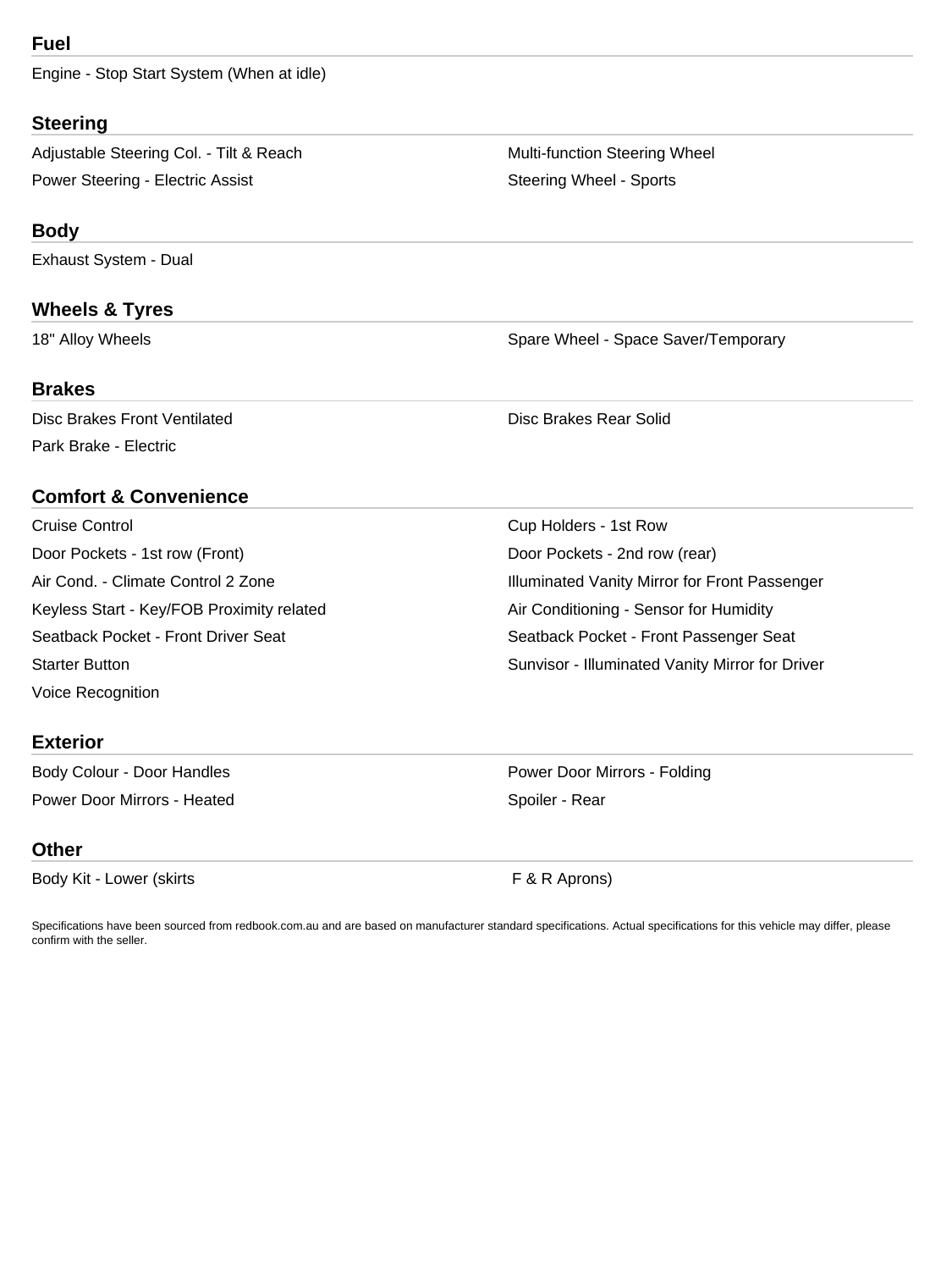## Fuel

Engine - Stop Start System (When at idle)

## Steering

Adjustable Steering Col. - Tilt & Reach

Multi-function Steering Wheel

Power Steering - Electric Assist

Steering Wheel - Sports

## Body

Exhaust System - Dual

## Wheels & Tyres

18" Alloy Wheels

Spare Wheel - Space Saver/Temporary

## Brakes

Disc Brakes Front Ventilated

Disc Brakes Rear Solid

Park Brake - Electric

## Comfort & Convenience

Cruise Control

Cup Holders - 1st Row

Door Pockets - 1st row (Front)

Door Pockets - 2nd row (rear)

Air Cond. - Climate Control 2 Zone

Illuminated Vanity Mirror for Front Passenger

Keyless Start - Key/FOB Proximity related

Air Conditioning - Sensor for Humidity

Seatback Pocket - Front Driver Seat

Seatback Pocket - Front Passenger Seat

Starter Button

Sunvisor - Illuminated Vanity Mirror for Driver

Voice Recognition

## Exterior

Body Colour - Door Handles

Power Door Mirrors - Folding

Power Door Mirrors - Heated

Spoiler - Rear

## Other

Body Kit - Lower (skirts

F & R Aprons)

Specifications have been sourced from redbook.com.au and are based on manufacturer standard specifications. Actual specifications for this vehicle may differ, please confirm with the seller.